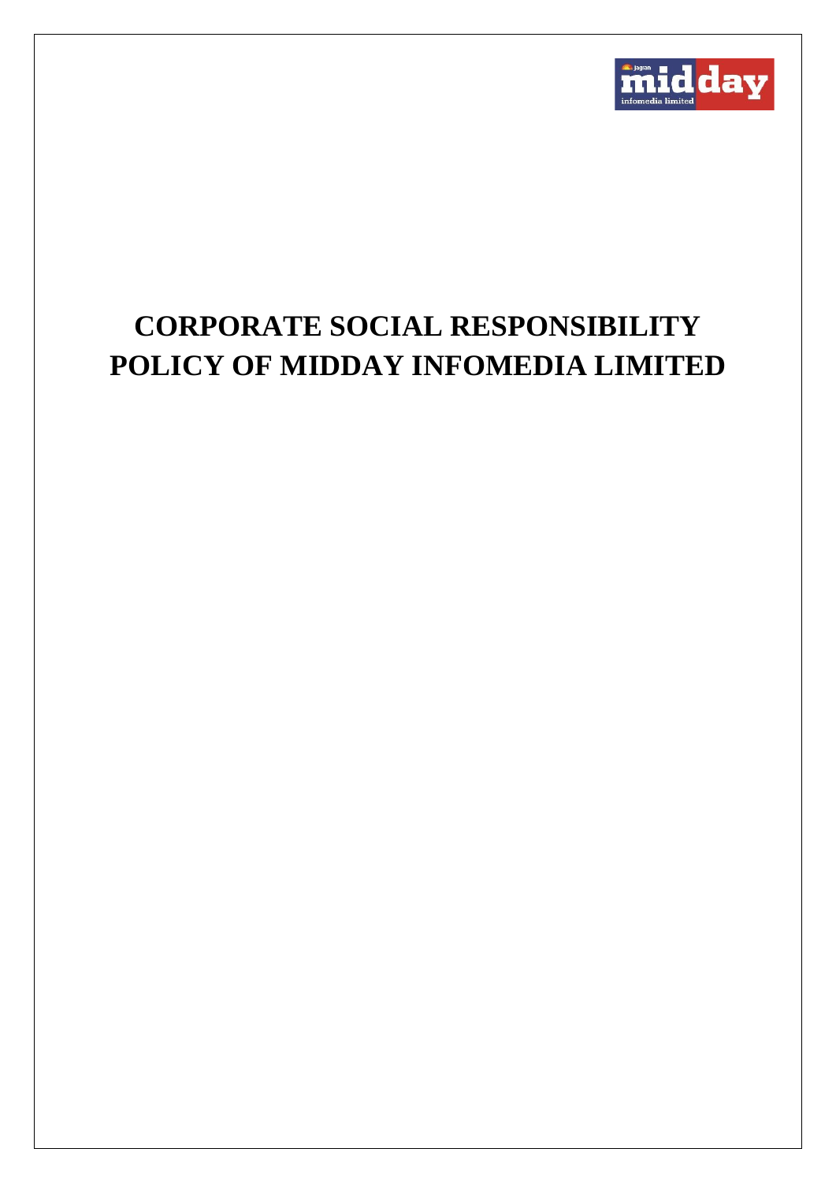# CORPORATE SOCIAL RESPONSIBILITY POLICY OF MIDDAY INFOMEDIA LIMITED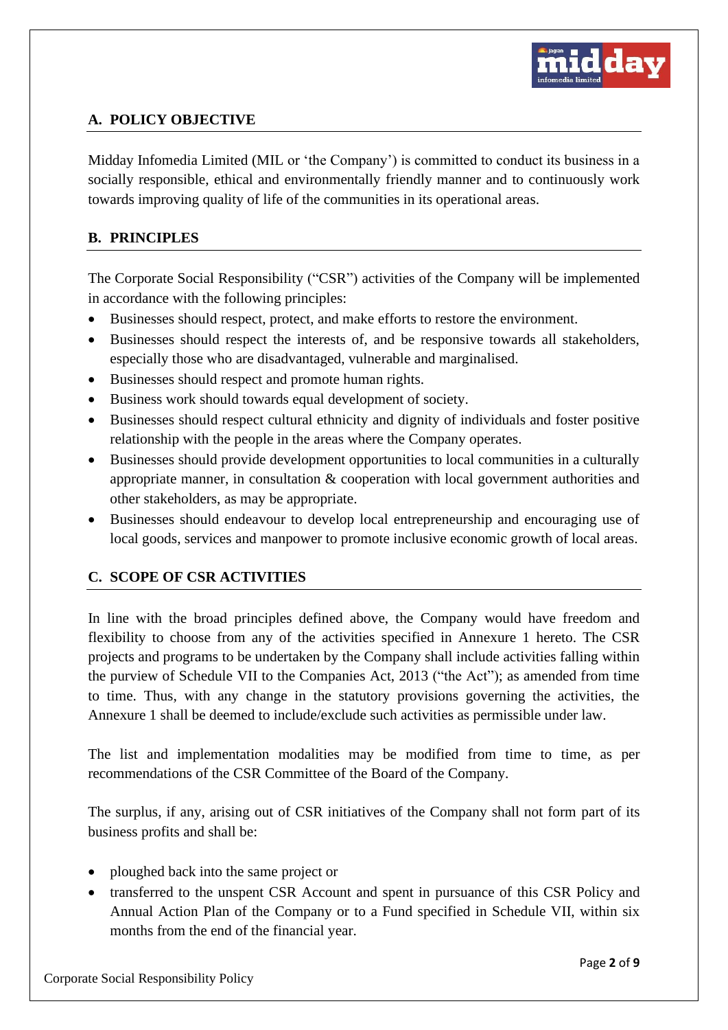## A. POLICY OBJECTIVE

Midday Infomedia Limited (MIL or 'the Company') is committed to conduct its business in a socially responsible, ethical and environmentally friendly manner and to continuously work towards improving quality of life of the communities in its operational areas.

## B. PRINCIPLES

The Corporate Social Responsibility ("CSR") activities of the Company will be implemented in accordance with the following principles:

- Businesses should respect, protect, and make efforts to restore the environment.
- Businesses should respect the interests of, and be responsive towards all stakeholders, especially those who are disadvantaged, vulnerable and marginalised.
- Businesses should respect and promote human rights.
- Business work should towards equal development of society.
- Businesses should respect cultural ethnicity and dignity of individuals and foster positive relationship with the people in the areas where the Company operates.
- Businesses should provide development opportunities to local communities in a culturally appropriate manner, in consultation & cooperation with local government authorities and other stakeholders, as may be appropriate.
- Businesses should endeavour to develop local entrepreneurship and encouraging use of local goods, services and manpower to promote inclusive economic growth of local areas.

## C. SCOPE OF CSR ACTIVITIES

In line with the broad principles defined above, the Company would have freedom and flexibility to choose from any of the activities specified in Annexure 1 hereto. The CSR projects and programs to be undertaken by the Company shall include activities falling within the purview of Schedule VII to the Companies Act, 2013 ("the Act"); as amended from time to time. Thus, with any change in the statutory provisions governing the activities, the Annexure 1 shall be deemed to include/exclude such activities as permissible under law.

The list and implementation modalities may be modified from time to time, as per recommendations of the CSR Committee of the Board of the Company.

The surplus, if any, arising out of CSR initiatives of the Company shall not form part of its business profits and shall be:

- ploughed back into the same project or
- transferred to the unspent CSR Account and spent in pursuance of this CSR Policy and Annual Action Plan of the Company or to a Fund specified in Schedule VII, within six months from the end of the financial year.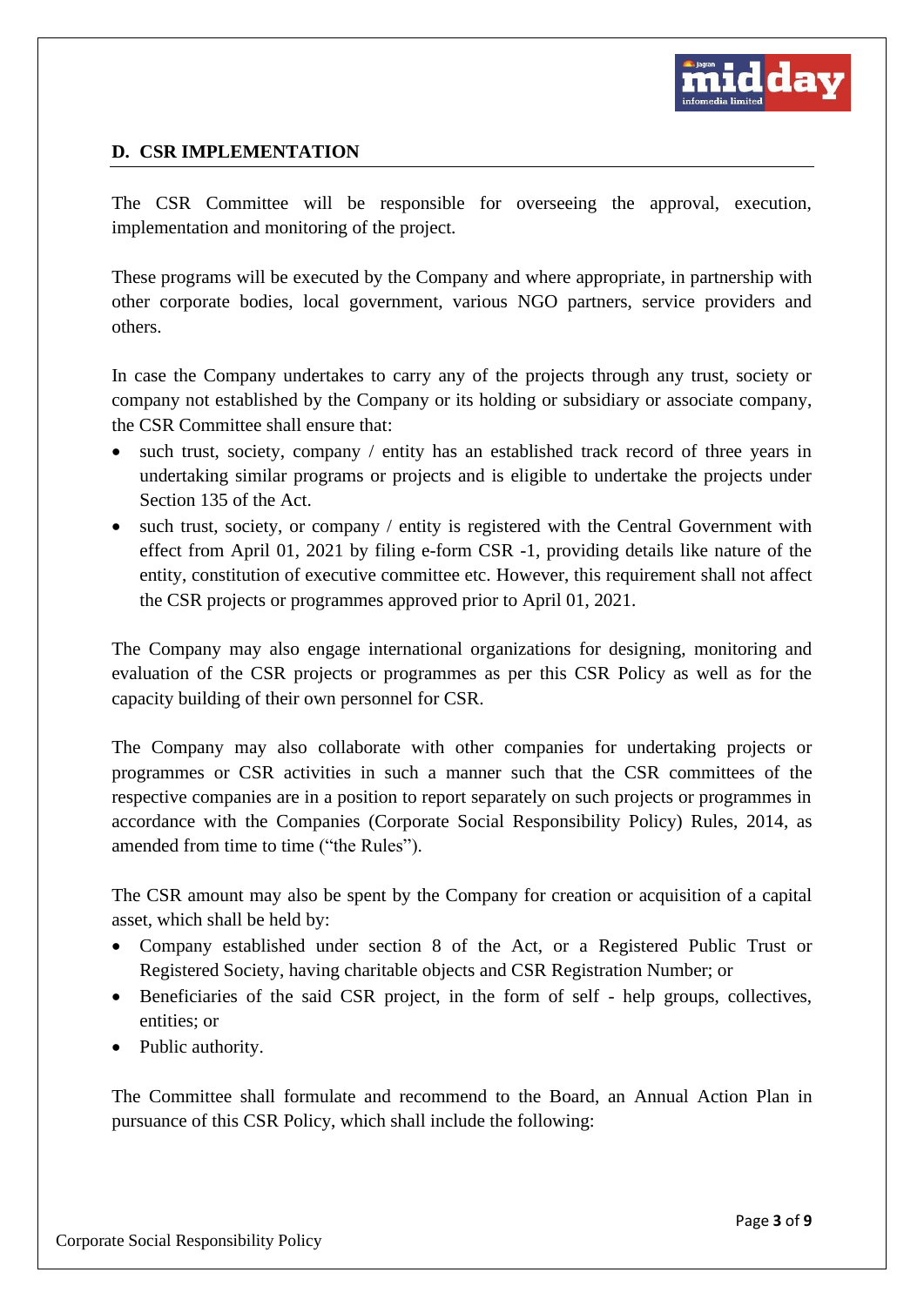## D. CSR IMPLEMENTATION

The CSR Committee will be responsible for overseeing the approval, execution, implementation and monitoring of the project.

These programs will be executed by the Company and where appropriate, in partnership with other corporate bodies, local government, various NGO partners, service providers and others.

In case the Company undertakes to carry any of the projects through any trust, society or company not established by the Company or its holding or subsidiary or associate company, the CSR Committee shall ensure that:

- such trust, society, company / entity has an established track record of three years in undertaking similar programs or projects and is eligible to undertake the projects under Section 135 of the Act.
- such trust, society, or company / entity is registered with the Central Government with effect from April 01, 2021 by filing e-form CSR -1, providing details like nature of the entity, constitution of executive committee etc. However, this requirement shall not affect the CSR projects or programmes approved prior to April 01, 2021.

The Company may also engage international organizations for designing, monitoring and evaluation of the CSR projects or programmes as per this CSR Policy as well as for the capacity building of their own personnel for CSR.

The Company may also collaborate with other companies for undertaking projects or programmes or CSR activities in such a manner such that the CSR committees of the respective companies are in a position to report separately on such projects or programmes in accordance with the Companies (Corporate Social Responsibility Policy) Rules, 2014, as amended from time to time ("the Rules").

The CSR amount may also be spent by the Company for creation or acquisition of a capital asset, which shall be held by:

- Company established under section 8 of the Act, or a Registered Public Trust or Registered Society, having charitable objects and CSR Registration Number; or
- Beneficiaries of the said CSR project, in the form of self - help groups, collectives, entities; or
- Public authority.

The Committee shall formulate and recommend to the Board, an Annual Action Plan in pursuance of this CSR Policy, which shall include the following: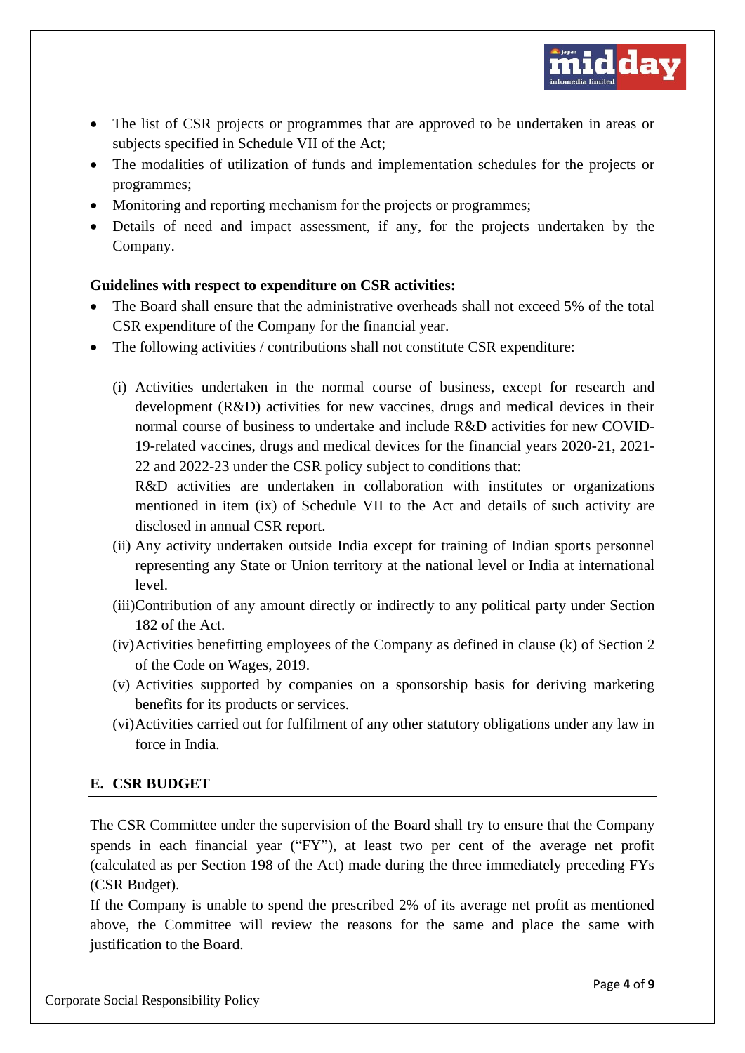- The list of CSR projects or programmes that are approved to be undertaken in areas or subjects specified in Schedule VII of the Act;
- The modalities of utilization of funds and implementation schedules for the projects or programmes;
- Monitoring and reporting mechanism for the projects or programmes;
- Details of need and impact assessment, if any, for the projects undertaken by the Company.

**Guidelines with respect to expenditure on CSR activities:**

- The Board shall ensure that the administrative overheads shall not exceed 5% of the total CSR expenditure of the Company for the financial year.
- The following activities / contributions shall not constitute CSR expenditure:

  (i) Activities undertaken in the normal course of business, except for research and development (R&D) activities for new vaccines, drugs and medical devices in their normal course of business to undertake and include R&D activities for new COVID-19-related vaccines, drugs and medical devices for the financial years 2020-21, 2021-22 and 2022-23 under the CSR policy subject to conditions that:
  R&D activities are undertaken in collaboration with institutes or organizations mentioned in item (ix) of Schedule VII to the Act and details of such activity are disclosed in annual CSR report.

  (ii) Any activity undertaken outside India except for training of Indian sports personnel representing any State or Union territory at the national level or India at international level.

  (iii) Contribution of any amount directly or indirectly to any political party under Section 182 of the Act.

  (iv) Activities benefitting employees of the Company as defined in clause (k) of Section 2 of the Code on Wages, 2019.

  (v) Activities supported by companies on a sponsorship basis for deriving marketing benefits for its products or services.

  (vi) Activities carried out for fulfilment of any other statutory obligations under any law in force in India.

## E. CSR BUDGET

The CSR Committee under the supervision of the Board shall try to ensure that the Company spends in each financial year ("FY"), at least two per cent of the average net profit (calculated as per Section 198 of the Act) made during the three immediately preceding FYs (CSR Budget).

If the Company is unable to spend the prescribed 2% of its average net profit as mentioned above, the Committee will review the reasons for the same and place the same with justification to the Board.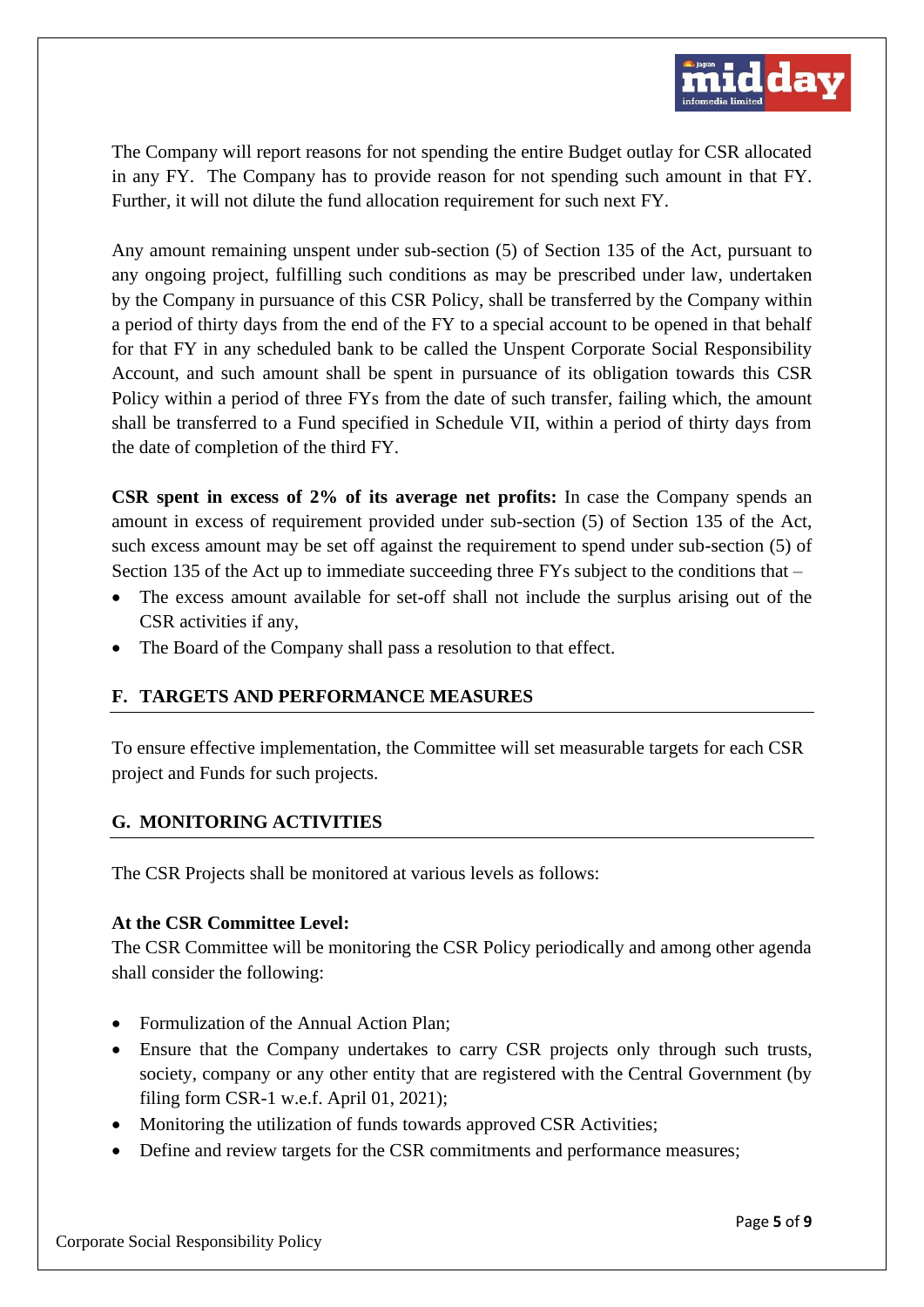The Company will report reasons for not spending the entire Budget outlay for CSR allocated in any FY. The Company has to provide reason for not spending such amount in that FY. Further, it will not dilute the fund allocation requirement for such next FY.

Any amount remaining unspent under sub-section (5) of Section 135 of the Act, pursuant to any ongoing project, fulfilling such conditions as may be prescribed under law, undertaken by the Company in pursuance of this CSR Policy, shall be transferred by the Company within a period of thirty days from the end of the FY to a special account to be opened in that behalf for that FY in any scheduled bank to be called the Unspent Corporate Social Responsibility Account, and such amount shall be spent in pursuance of its obligation towards this CSR Policy within a period of three FYs from the date of such transfer, failing which, the amount shall be transferred to a Fund specified in Schedule VII, within a period of thirty days from the date of completion of the third FY.

**CSR spent in excess of 2% of its average net profits:** In case the Company spends an amount in excess of requirement provided under sub-section (5) of Section 135 of the Act, such excess amount may be set off against the requirement to spend under sub-section (5) of Section 135 of the Act up to immediate succeeding three FYs subject to the conditions that –

- The excess amount available for set-off shall not include the surplus arising out of the CSR activities if any,
- The Board of the Company shall pass a resolution to that effect.

## F. TARGETS AND PERFORMANCE MEASURES

To ensure effective implementation, the Committee will set measurable targets for each CSR project and Funds for such projects.

## G. MONITORING ACTIVITIES

The CSR Projects shall be monitored at various levels as follows:

**At the CSR Committee Level:**
The CSR Committee will be monitoring the CSR Policy periodically and among other agenda shall consider the following:

- Formulization of the Annual Action Plan;
- Ensure that the Company undertakes to carry CSR projects only through such trusts, society, company or any other entity that are registered with the Central Government (by filing form CSR-1 w.e.f. April 01, 2021);
- Monitoring the utilization of funds towards approved CSR Activities;
- Define and review targets for the CSR commitments and performance measures;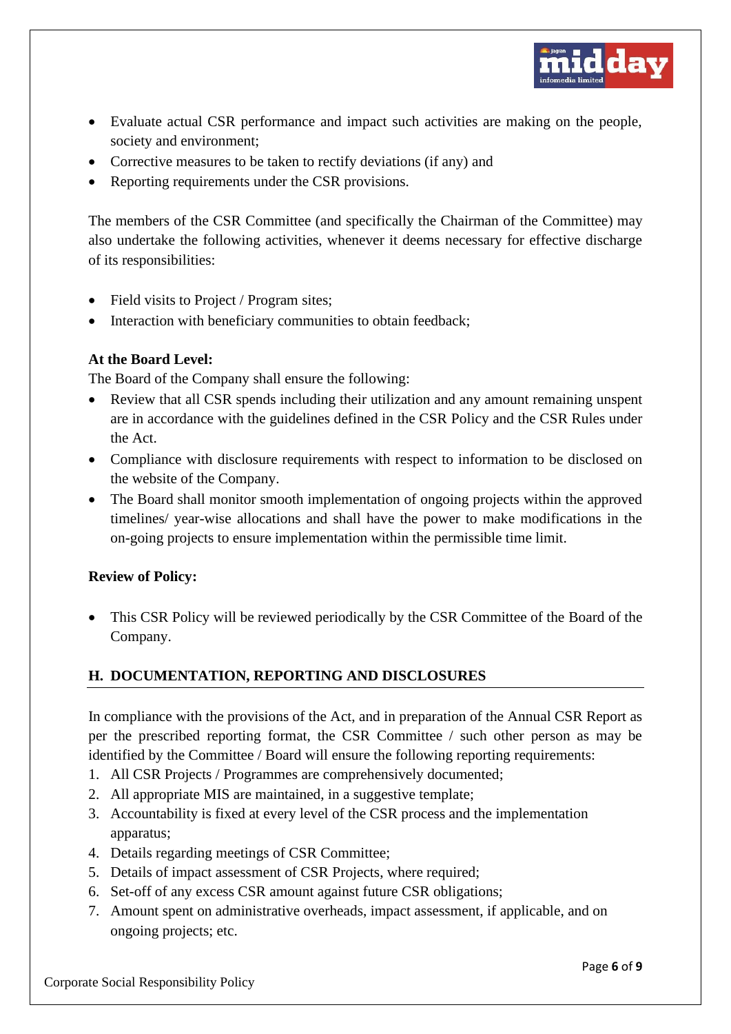- Evaluate actual CSR performance and impact such activities are making on the people, society and environment;
- Corrective measures to be taken to rectify deviations (if any) and
- Reporting requirements under the CSR provisions.

The members of the CSR Committee (and specifically the Chairman of the Committee) may also undertake the following activities, whenever it deems necessary for effective discharge of its responsibilities:

- Field visits to Project / Program sites;
- Interaction with beneficiary communities to obtain feedback;

**At the Board Level:**

The Board of the Company shall ensure the following:

- Review that all CSR spends including their utilization and any amount remaining unspent are in accordance with the guidelines defined in the CSR Policy and the CSR Rules under the Act.
- Compliance with disclosure requirements with respect to information to be disclosed on the website of the Company.
- The Board shall monitor smooth implementation of ongoing projects within the approved timelines/ year-wise allocations and shall have the power to make modifications in the on-going projects to ensure implementation within the permissible time limit.

**Review of Policy:**

- This CSR Policy will be reviewed periodically by the CSR Committee of the Board of the Company.

## H. DOCUMENTATION, REPORTING AND DISCLOSURES

In compliance with the provisions of the Act, and in preparation of the Annual CSR Report as per the prescribed reporting format, the CSR Committee / such other person as may be identified by the Committee / Board will ensure the following reporting requirements:

1. All CSR Projects / Programmes are comprehensively documented;
2. All appropriate MIS are maintained, in a suggestive template;
3. Accountability is fixed at every level of the CSR process and the implementation apparatus;
4. Details regarding meetings of CSR Committee;
5. Details of impact assessment of CSR Projects, where required;
6. Set-off of any excess CSR amount against future CSR obligations;
7. Amount spent on administrative overheads, impact assessment, if applicable, and on ongoing projects; etc.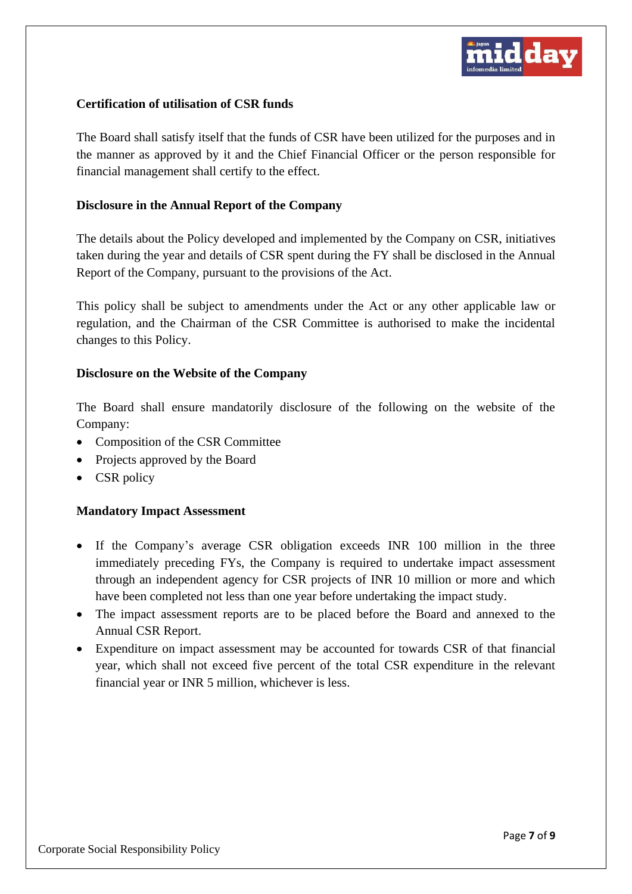**Certification of utilisation of CSR funds**

The Board shall satisfy itself that the funds of CSR have been utilized for the purposes and in the manner as approved by it and the Chief Financial Officer or the person responsible for financial management shall certify to the effect.

**Disclosure in the Annual Report of the Company**

The details about the Policy developed and implemented by the Company on CSR, initiatives taken during the year and details of CSR spent during the FY shall be disclosed in the Annual Report of the Company, pursuant to the provisions of the Act.

This policy shall be subject to amendments under the Act or any other applicable law or regulation, and the Chairman of the CSR Committee is authorised to make the incidental changes to this Policy.

**Disclosure on the Website of the Company**

The Board shall ensure mandatorily disclosure of the following on the website of the Company:

- Composition of the CSR Committee
- Projects approved by the Board
- CSR policy

**Mandatory Impact Assessment**

- If the Company's average CSR obligation exceeds INR 100 million in the three immediately preceding FYs, the Company is required to undertake impact assessment through an independent agency for CSR projects of INR 10 million or more and which have been completed not less than one year before undertaking the impact study.
- The impact assessment reports are to be placed before the Board and annexed to the Annual CSR Report.
- Expenditure on impact assessment may be accounted for towards CSR of that financial year, which shall not exceed five percent of the total CSR expenditure in the relevant financial year or INR 5 million, whichever is less.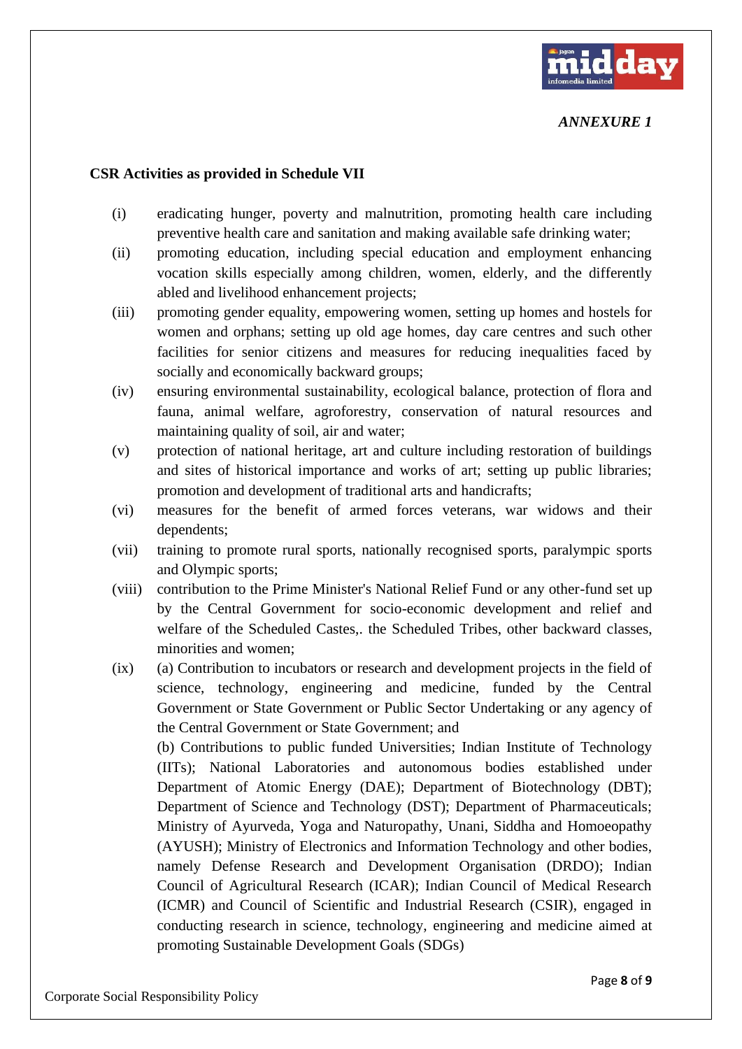*ANNEXURE 1*

**CSR Activities as provided in Schedule VII**

(i) eradicating hunger, poverty and malnutrition, promoting health care including preventive health care and sanitation and making available safe drinking water;

(ii) promoting education, including special education and employment enhancing vocation skills especially among children, women, elderly, and the differently abled and livelihood enhancement projects;

(iii) promoting gender equality, empowering women, setting up homes and hostels for women and orphans; setting up old age homes, day care centres and such other facilities for senior citizens and measures for reducing inequalities faced by socially and economically backward groups;

(iv) ensuring environmental sustainability, ecological balance, protection of flora and fauna, animal welfare, agroforestry, conservation of natural resources and maintaining quality of soil, air and water;

(v) protection of national heritage, art and culture including restoration of buildings and sites of historical importance and works of art; setting up public libraries; promotion and development of traditional arts and handicrafts;

(vi) measures for the benefit of armed forces veterans, war widows and their dependents;

(vii) training to promote rural sports, nationally recognised sports, paralympic sports and Olympic sports;

(viii) contribution to the Prime Minister's National Relief Fund or any other-fund set up by the Central Government for socio-economic development and relief and welfare of the Scheduled Castes,. the Scheduled Tribes, other backward classes, minorities and women;

(ix) (a) Contribution to incubators or research and development projects in the field of science, technology, engineering and medicine, funded by the Central Government or State Government or Public Sector Undertaking or any agency of the Central Government or State Government; and

(b) Contributions to public funded Universities; Indian Institute of Technology (IITs); National Laboratories and autonomous bodies established under Department of Atomic Energy (DAE); Department of Biotechnology (DBT); Department of Science and Technology (DST); Department of Pharmaceuticals; Ministry of Ayurveda, Yoga and Naturopathy, Unani, Siddha and Homoeopathy (AYUSH); Ministry of Electronics and Information Technology and other bodies, namely Defense Research and Development Organisation (DRDO); Indian Council of Agricultural Research (ICAR); Indian Council of Medical Research (ICMR) and Council of Scientific and Industrial Research (CSIR), engaged in conducting research in science, technology, engineering and medicine aimed at promoting Sustainable Development Goals (SDGs)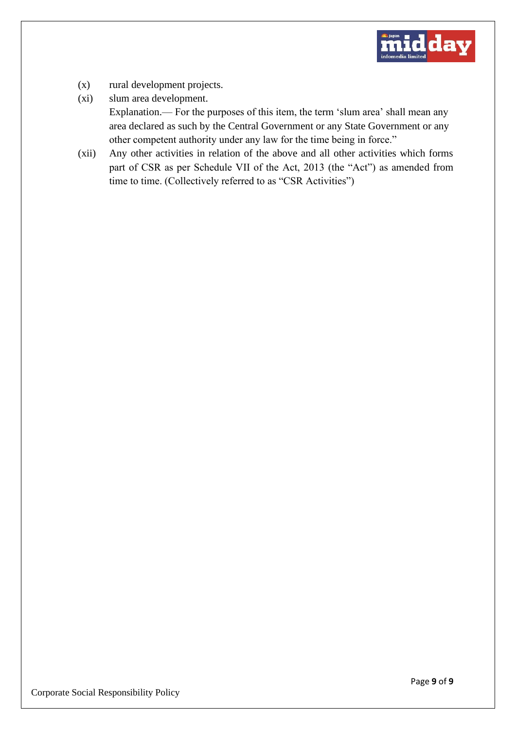(x) rural development projects.

(xi) slum area development.

Explanation.— For the purposes of this item, the term 'slum area' shall mean any area declared as such by the Central Government or any State Government or any other competent authority under any law for the time being in force."

(xii) Any other activities in relation of the above and all other activities which forms part of CSR as per Schedule VII of the Act, 2013 (the "Act") as amended from time to time. (Collectively referred to as "CSR Activities")